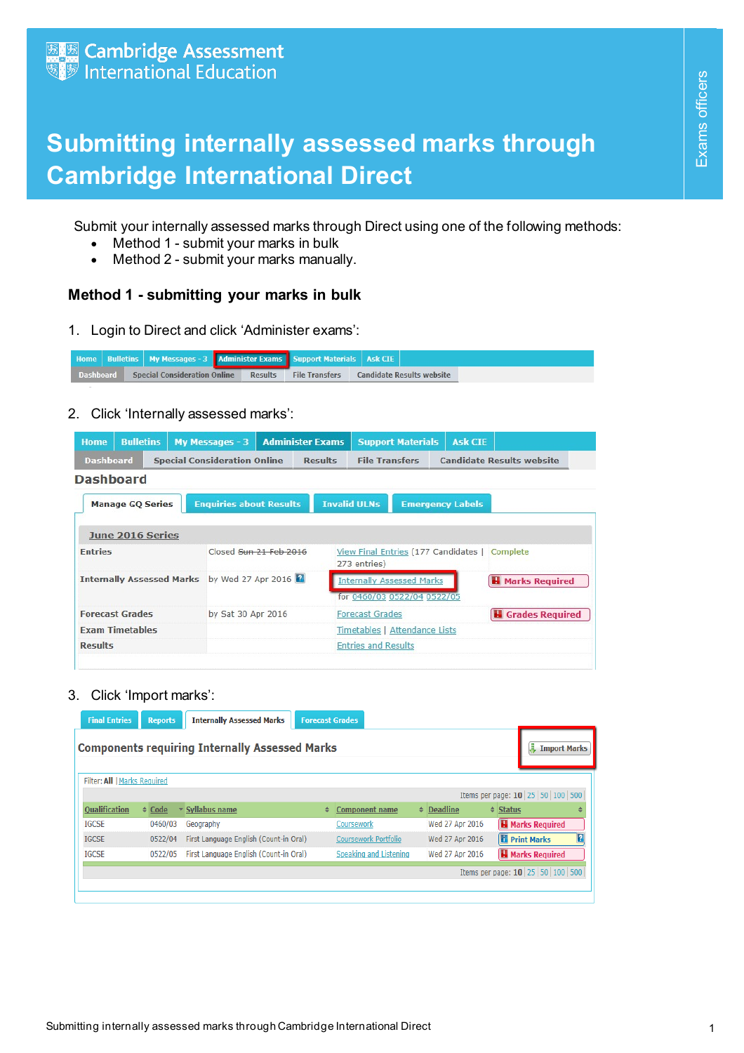Cambridge Assessment International Education

Exams officers

# Submitting internally assessed marks through Cambridge International Direct

Submit your internally assessed marks through Direct using one of the following methods:

- Method 1 - submit your marks in bulk
- Method 2 - submit your marks manually.

## Method 1 - submitting your marks in bulk

1. Login to Direct and click 'Administer exams':

2. Click 'Internally assessed marks':

3. Click 'Import marks':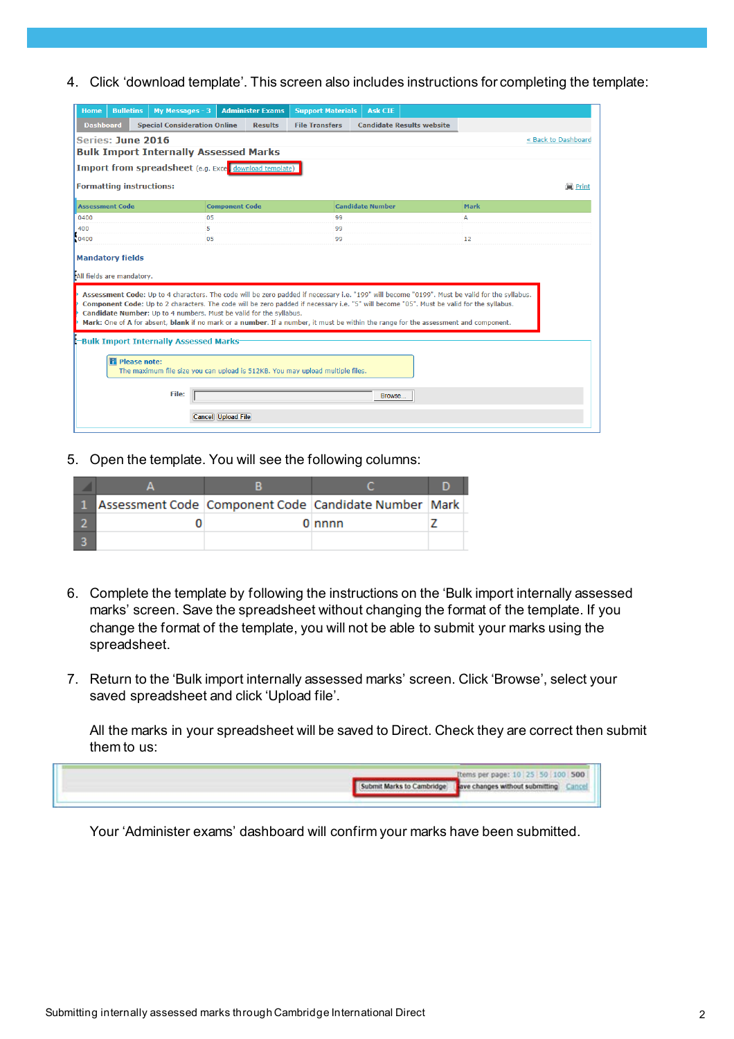4. Click 'download template'. This screen also includes instructions for completing the template:

Home | Bulletins | My Messages - 3 | Administer Exams | Support Materials | Ask CIE

Dashboard | Special Consideration Online | Results | File Transfers | Candidate Results website

Series: June 2016

Bulk Import Internally Assessed Marks

Import from spreadsheet (e.g. Excel download template)

« Back to Dashboard

Formatting instructions:

Print

| Assessment Code | Component Code | Candidate Number | Mark |
|---|---|---|---|
| 0400 | 05 | 99 | A |
| 400 | 5 | 99 | |
| 0400 | 05 | 99 | 12 |

Mandatory fields

All fields are mandatory.

- **Assessment Code:** Up to 4 characters. The code will be zero padded if necessary i.e. "199" will become "0199". Must be valid for the syllabus.
- **Component Code:** Up to 2 characters. The code will be zero padded if necessary i.e. "5" will become "05". Must be valid for the syllabus.
- **Candidate Number:** Up to 4 numbers. Must be valid for the syllabus.
- **Mark:** One of **A** for absent, **blank** if no mark or a **number**. If a number, it must be within the range for the assessment and component.

Bulk Import Internally Assessed Marks

**Please note:**
The maximum file size you can upload is 512KB. You may upload multiple files.

File: Browse...

Cancel | Upload File

5. Open the template. You will see the following columns:

| | A | B | C | D |
|---|---|---|---|---|
| 1 | Assessment Code | Component Code | Candidate Number | Mark |
| 2 | 0 | 0 | nnnn | Z |
| 3 | | | | |

6. Complete the template by following the instructions on the 'Bulk import internally assessed marks' screen. Save the spreadsheet without changing the format of the template. If you change the format of the template, you will not be able to submit your marks using the spreadsheet.

7. Return to the 'Bulk import internally assessed marks' screen. Click 'Browse', select your saved spreadsheet and click 'Upload file'.

   All the marks in your spreadsheet will be saved to Direct. Check they are correct then submit them to us:

   Items per page: 10 | 25 | 50 | 100 | 500

   Submit Marks to Cambridge | Save changes without submitting | Cancel

   Your 'Administer exams' dashboard will confirm your marks have been submitted.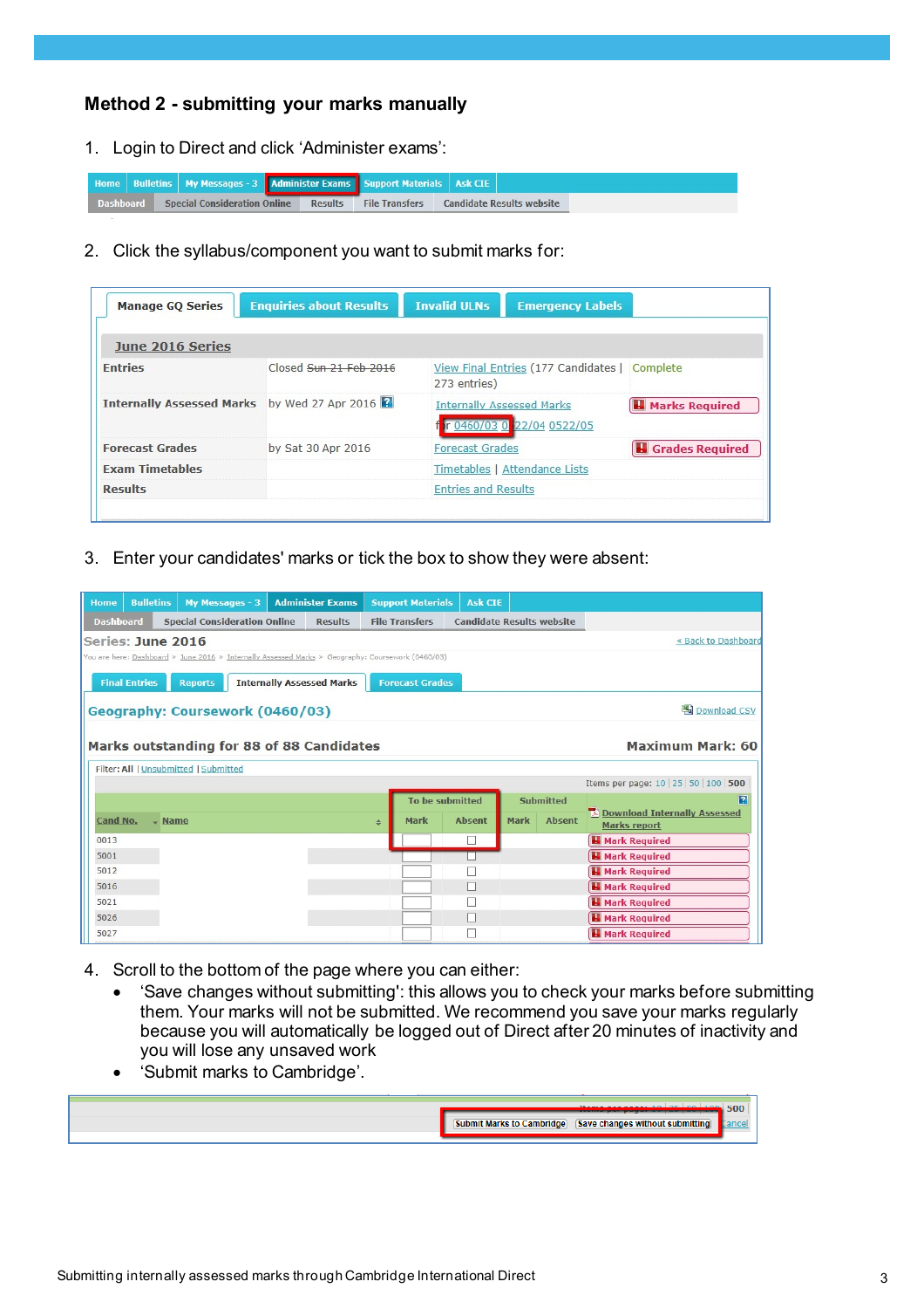## Method 2 - submitting your marks manually

1. Login to Direct and click 'Administer exams':

2. Click the syllabus/component you want to submit marks for:

3. Enter your candidates' marks or tick the box to show they were absent:

4. Scroll to the bottom of the page where you can either:
   - 'Save changes without submitting': this allows you to check your marks before submitting them. Your marks will not be submitted. We recommend you save your marks regularly because you will automatically be logged out of Direct after 20 minutes of inactivity and you will lose any unsaved work
   - 'Submit marks to Cambridge'.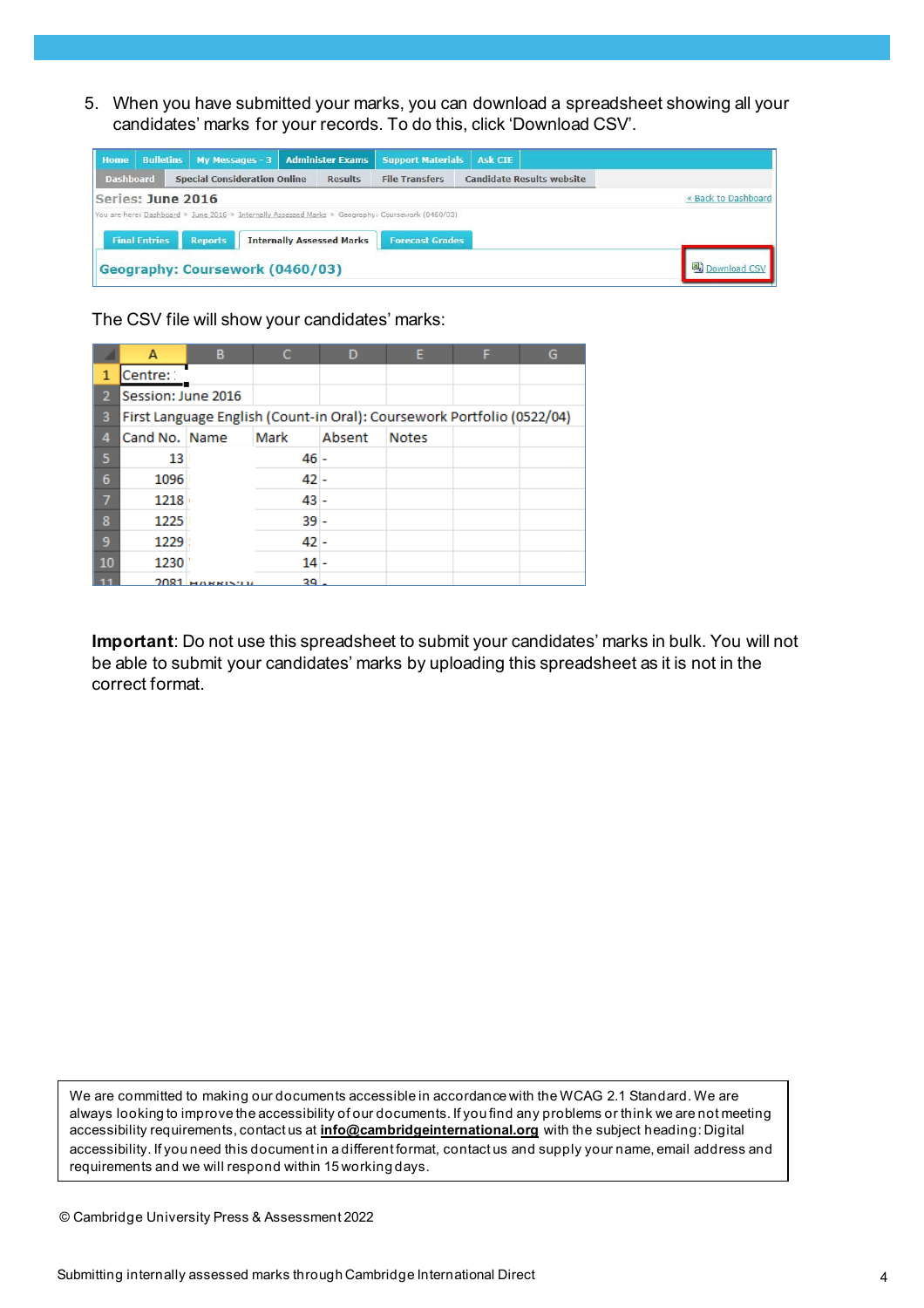5. When you have submitted your marks, you can download a spreadsheet showing all your candidates' marks for your records. To do this, click 'Download CSV'.

The CSV file will show your candidates' marks:

|  | A | B | C | D | E | F | G |
|---|---|---|---|---|---|---|---|
| 1 | Centre: |  |  |  |  |  |  |
| 2 | Session: June 2016 |  |  |  |  |  |  |
| 3 | First Language English (Count-in Oral): Coursework Portfolio (0522/04) |  |  |  |  |  |  |
| 4 | Cand No. | Name | Mark | Absent | Notes |  |  |
| 5 | 13 |  | 46 | - |  |  |  |
| 6 | 1096 |  | 42 | - |  |  |  |
| 7 | 1218 |  | 43 | - |  |  |  |
| 8 | 1225 |  | 39 | - |  |  |  |
| 9 | 1229 |  | 42 | - |  |  |  |
| 10 | 1230 |  | 14 | - |  |  |  |
| 11 | 2081 |  | 39 | - |  |  |  |

**Important**: Do not use this spreadsheet to submit your candidates' marks in bulk. You will not be able to submit your candidates' marks by uploading this spreadsheet as it is not in the correct format.

We are committed to making our documents accessible in accordance with the WCAG 2.1 Standard. We are always looking to improve the accessibility of our documents. If you find any problems or think we are not meeting accessibility requirements, contact us at **info@cambridgeinternational.org** with the subject heading: Digital accessibility. If you need this document in a different format, contact us and supply your name, email address and requirements and we will respond within 15 working days.

© Cambridge University Press & Assessment 2022